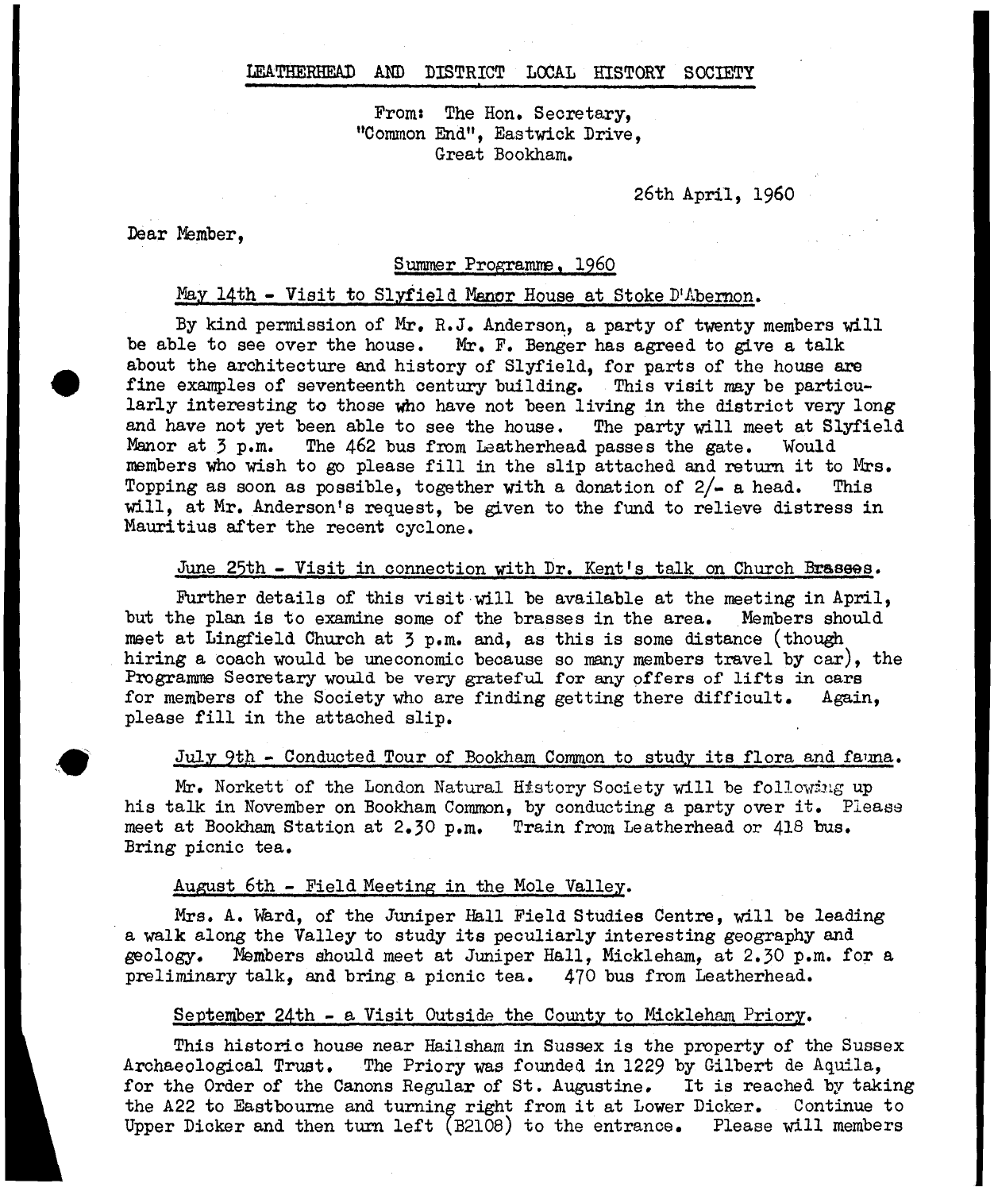LEATHERHEAD AND DISTRICT LOCAL HISTORY SOCIETY

From: The Hon. Secretary,
"Common End", Eastwick Drive,
Great Bookham.

26th April, 1960

Dear Member,

## Summer Programme, 1960

### May 14th - Visit to Slyfield Manor House at Stoke D'Abernon.

By kind permission of Mr. R.J. Anderson, a party of twenty members will be able to see over the house. Mr. F. Benger has agreed to give a talk about the architecture and history of Slyfield, for parts of the house are fine examples of seventeenth century building. This visit may be particularly interesting to those who have not been living in the district very long and have not yet been able to see the house. The party will meet at Slyfield Manor at 3 p.m. The 462 bus from Leatherhead passes the gate. Would members who wish to go please fill in the slip attached and return it to Mrs. Topping as soon as possible, together with a donation of 2/- a head. This will, at Mr. Anderson's request, be given to the fund to relieve distress in Mauritius after the recent cyclone.

### June 25th - Visit in connection with Dr. Kent's talk on Church Brasses.

Further details of this visit will be available at the meeting in April, but the plan is to examine some of the brasses in the area. Members should meet at Lingfield Church at 3 p.m. and, as this is some distance (though hiring a coach would be uneconomic because so many members travel by car), the Programme Secretary would be very grateful for any offers of lifts in cars for members of the Society who are finding getting there difficult. Again, please fill in the attached slip.

### July 9th - Conducted Tour of Bookham Common to study its flora and fauna.

Mr. Norkett of the London Natural History Society will be following up his talk in November on Bookham Common, by conducting a party over it. Please meet at Bookham Station at 2.30 p.m. Train from Leatherhead or 418 bus. Bring picnic tea.

### August 6th - Field Meeting in the Mole Valley.

Mrs. A. Ward, of the Juniper Hall Field Studies Centre, will be leading a walk along the Valley to study its peculiarly interesting geography and geology. Members should meet at Juniper Hall, Mickleham, at 2.30 p.m. for a preliminary talk, and bring a picnic tea. 470 bus from Leatherhead.

### September 24th - a Visit Outside the County to Mickleham Priory.

This historic house near Hailsham in Sussex is the property of the Sussex Archaeological Trust. The Priory was founded in 1229 by Gilbert de Aquila, for the Order of the Canons Regular of St. Augustine. It is reached by taking the A22 to Eastbourne and turning right from it at Lower Dicker. Continue to Upper Dicker and then turn left (B2108) to the entrance. Please will members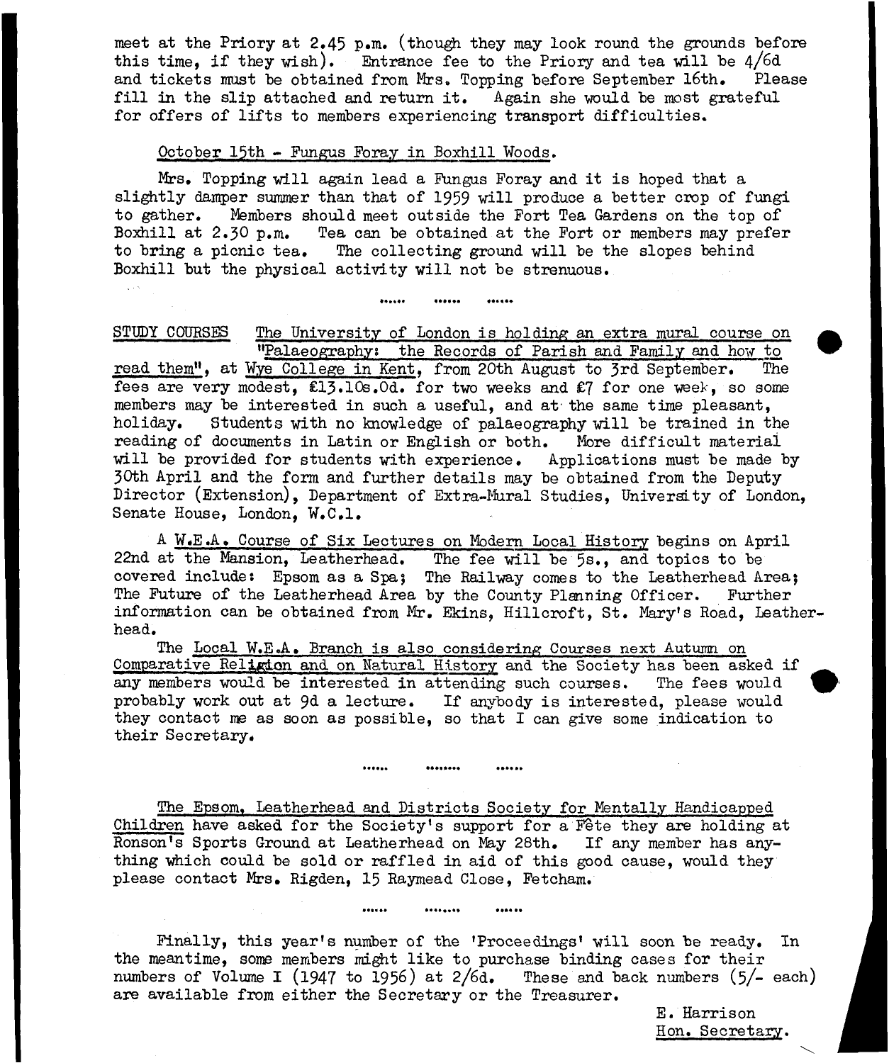meet at the Priory at 2.45 p.m. (though they may look round the grounds before this time, if they wish). Entrance fee to the Priory and tea will be 4/6d and tickets must be obtained from Mrs. Topping before September 16th. Please fill in the slip attached and return it. Again she would be most grateful for offers of lifts to members experiencing transport difficulties.

October 15th - Fungus Foray in Boxhill Woods.

Mrs. Topping will again lead a Fungus Foray and it is hoped that a slightly damper summer than that of 1959 will produce a better crop of fungi to gather. Members should meet outside the Fort Tea Gardens on the top of Boxhill at 2.30 p.m. Tea can be obtained at the Fort or members may prefer to bring a picnic tea. The collecting ground will be the slopes behind Boxhill but the physical activity will not be strenuous.

...... ...... ......

STUDY COURSES The University of London is holding an extra mural course on "Palaeography: the Records of Parish and Family and how to read them", at Wye College in Kent, from 20th August to 3rd September. The fees are very modest, £13.10s.0d. for two weeks and £7 for one week, so some members may be interested in such a useful, and at the same time pleasant, holiday. Students with no knowledge of palaeography will be trained in the reading of documents in Latin or English or both. More difficult material will be provided for students with experience. Applications must be made by 30th April and the form and further details may be obtained from the Deputy Director (Extension), Department of Extra-Mural Studies, University of London, Senate House, London, W.C.1.

A W.E.A. Course of Six Lectures on Modern Local History begins on April 22nd at the Mansion, Leatherhead. The fee will be 5s., and topics to be covered include: Epsom as a Spa; The Railway comes to the Leatherhead Area; The Future of the Leatherhead Area by the County Planning Officer. Further information can be obtained from Mr. Ekins, Hillcroft, St. Mary's Road, Leatherhead.

The Local W.E.A. Branch is also considering Courses next Autumn on Comparative Religion and on Natural History and the Society has been asked if any members would be interested in attending such courses. The fees would probably work out at 9d a lecture. If anybody is interested, please would they contact me as soon as possible, so that I can give some indication to their Secretary.

...... ........ ......

The Epsom, Leatherhead and Districts Society for Mentally Handicapped Children have asked for the Society's support for a Fête they are holding at Ronson's Sports Ground at Leatherhead on May 28th. If any member has anything which could be sold or raffled in aid of this good cause, would they please contact Mrs. Rigden, 15 Raymead Close, Fetcham.

...... ........ ......

Finally, this year's number of the 'Proceedings' will soon be ready. In the meantime, some members might like to purchase binding cases for their numbers of Volume I (1947 to 1956) at 2/6d. These and back numbers (5/- each) are available from either the Secretary or the Treasurer.

E. Harrison
Hon. Secretary.